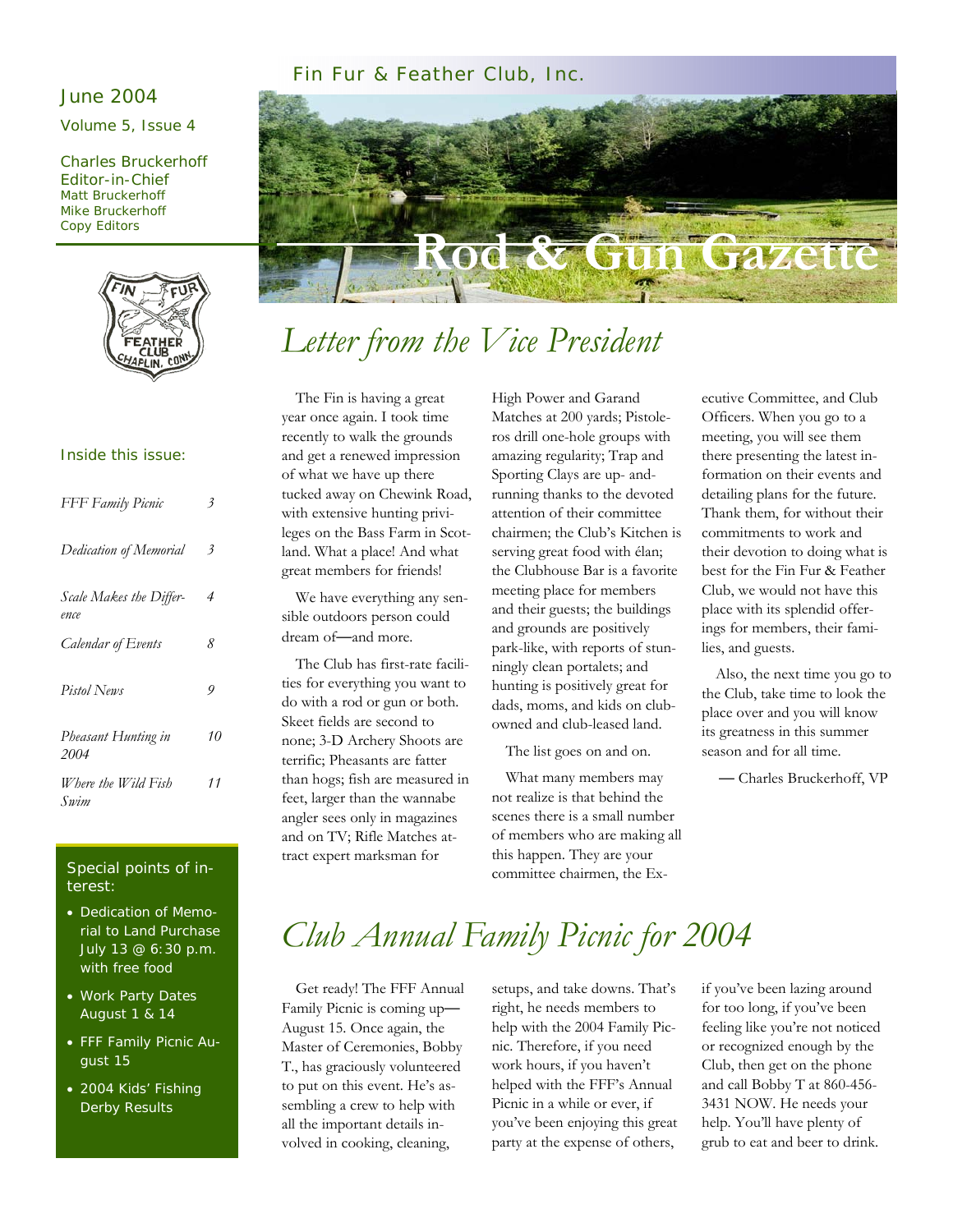Fin Fur & Feather Club, Inc.

# Rod & Gun Gazette

June 2004

Volume 5, Issue 4

Charles Bruckerhoff
Editor-in-Chief
Matt Bruckerhoff
Mike Bruckerhoff
Copy Editors

**Inside this issue:**

| | |
|---|---|
| *FFF Family Picnic* | 3 |
| *Dedication of Memorial* | 3 |
| *Scale Makes the Difference* | 4 |
| *Calendar of Events* | 8 |
| *Pistol News* | 9 |
| *Pheasant Hunting in 2004* | 10 |
| *Where the Wild Fish Swim* | 11 |

**Special points of interest:**

- Dedication of Memorial to Land Purchase July 13 @ 6:30 p.m. with free food
- Work Party Dates August 1 & 14
- FFF Family Picnic August 15
- 2004 Kids' Fishing Derby Results

## *Letter from the Vice President*

The Fin is having a great year once again. I took time recently to walk the grounds and get a renewed impression of what we have up there tucked away on Chewink Road, with extensive hunting privileges on the Bass Farm in Scotland. What a place! And what great members for friends!

We have everything any sensible outdoors person could dream of—and more.

The Club has first-rate facilities for everything you want to do with a rod or gun or both. Skeet fields are second to none; 3-D Archery Shoots are terrific; Pheasants are fatter than hogs; fish are measured in feet, larger than the wannabe angler sees only in magazines and on TV; Rifle Matches attract expert marksman for High Power and Garand Matches at 200 yards; Pistoleros drill one-hole groups with amazing regularity; Trap and Sporting Clays are up- and-running thanks to the devoted attention of their committee chairmen; the Club's Kitchen is serving great food with élan; the Clubhouse Bar is a favorite meeting place for members and their guests; the buildings and grounds are positively park-like, with reports of stunningly clean portalets; and hunting is positively great for dads, moms, and kids on club-owned and club-leased land.

The list goes on and on.

What many members may not realize is that behind the scenes there is a small number of members who are making all this happen. They are your committee chairmen, the Executive Committee, and Club Officers. When you go to a meeting, you will see them there presenting the latest information on their events and detailing plans for the future. Thank them, for without their commitments to work and their devotion to doing what is best for the Fin Fur & Feather Club, we would not have this place with its splendid offerings for members, their families, and guests.

Also, the next time you go to the Club, take time to look the place over and you will know its greatness in this summer season and for all time.

— Charles Bruckerhoff, VP

## *Club Annual Family Picnic for 2004*

Get ready! The FFF Annual Family Picnic is coming up—August 15. Once again, the Master of Ceremonies, Bobby T., has graciously volunteered to put on this event. He's assembling a crew to help with all the important details involved in cooking, cleaning, setups, and take downs. That's right, he needs members to help with the 2004 Family Picnic. Therefore, if you need work hours, if you haven't helped with the FFF's Annual Picnic in a while or ever, if you've been enjoying this great party at the expense of others, if you've been lazing around for too long, if you've been feeling like you're not noticed or recognized enough by the Club, then get on the phone and call Bobby T at 860-456-3431 NOW. He needs your help. You'll have plenty of grub to eat and beer to drink.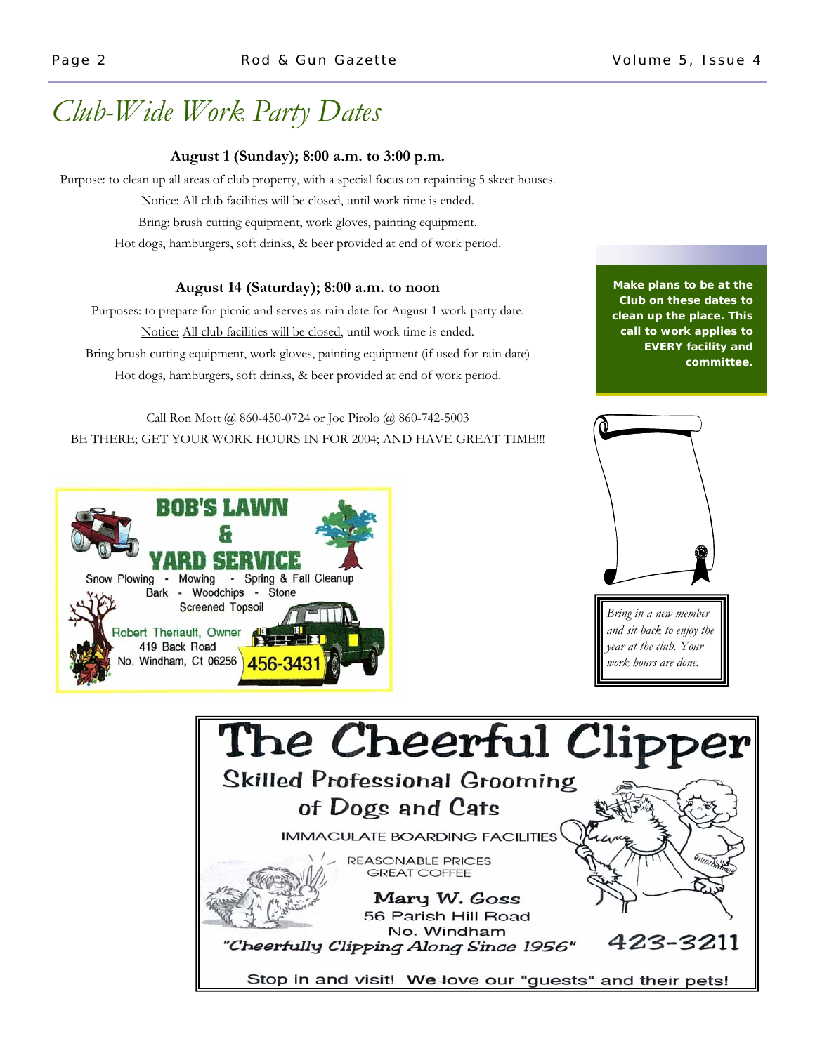# Club-Wide Work Party Dates

**August 1 (Sunday); 8:00 a.m. to 3:00 p.m.**

Purpose: to clean up all areas of club property, with a special focus on repainting 5 skeet houses.

Notice: All club facilities will be closed, until work time is ended.

Bring: brush cutting equipment, work gloves, painting equipment.

Hot dogs, hamburgers, soft drinks, & beer provided at end of work period.

**August 14 (Saturday); 8:00 a.m. to noon**

Purposes: to prepare for picnic and serves as rain date for August 1 work party date.

Notice: All club facilities will be closed, until work time is ended.

Bring brush cutting equipment, work gloves, painting equipment (if used for rain date)

Hot dogs, hamburgers, soft drinks, & beer provided at end of work period.

Call Ron Mott @ 860-450-0724 or Joe Pirolo @ 860-742-5003

BE THERE; GET YOUR WORK HOURS IN FOR 2004; AND HAVE GREAT TIME!!!

**Make plans to be at the Club on these dates to clean up the place. This call to work applies to EVERY facility and committee.**

*Bring in a new member and sit back to enjoy the year at the club. Your work hours are done.*

**BOB'S LAWN & YARD SERVICE**

Snow Plowing - Mowing - Spring & Fall Cleanup
Bark - Woodchips - Stone
Screened Topsoil

Robert Theriault, Owner
419 Back Road
No. Windham, Ct 06256
456-3431

**The Cheerful Clipper**

Skilled Professional Grooming of Dogs and Cats

IMMACULATE BOARDING FACILITIES

REASONABLE PRICES
GREAT COFFEE

Mary W. Goss
56 Parish Hill Road
No. Windham

"Cheerfully Clipping Along Since 1956"

423-3211

Stop in and visit! We love our "guests" and their pets!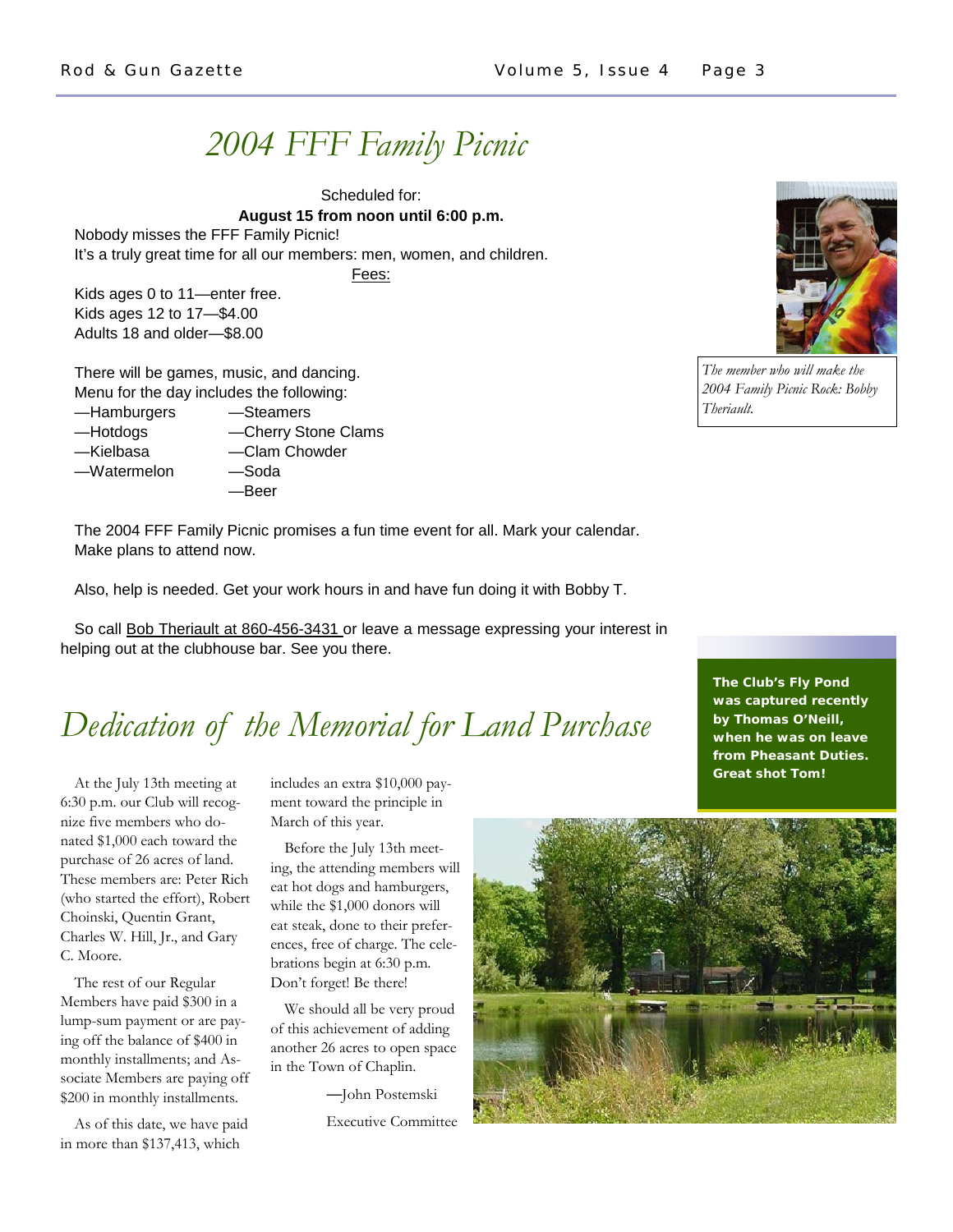# 2004 FFF Family Picnic

Scheduled for:
**August 15 from noon until 6:00 p.m.**

Nobody misses the FFF Family Picnic!
It's a truly great time for all our members: men, women, and children.

Fees:

Kids ages 0 to 11—enter free.
Kids ages 12 to 17—$4.00
Adults 18 and older—$8.00

There will be games, music, and dancing.
Menu for the day includes the following:

—Hamburgers
—Hotdogs
—Kielbasa
—Watermelon
—Steamers
—Cherry Stone Clams
—Clam Chowder
—Soda
—Beer

The 2004 FFF Family Picnic promises a fun time event for all. Mark your calendar. Make plans to attend now.

Also, help is needed. Get your work hours in and have fun doing it with Bobby T.

So call Bob Theriault at 860-456-3431 or leave a message expressing your interest in helping out at the clubhouse bar. See you there.

*The member who will make the 2004 Family Picnic Rock: Bobby Theriault.*

# Dedication of the Memorial for Land Purchase

At the July 13th meeting at 6:30 p.m. our Club will recognize five members who donated $1,000 each toward the purchase of 26 acres of land. These members are: Peter Rich (who started the effort), Robert Choinski, Quentin Grant, Charles W. Hill, Jr., and Gary C. Moore.

The rest of our Regular Members have paid $300 in a lump-sum payment or are paying off the balance of $400 in monthly installments; and Associate Members are paying off $200 in monthly installments.

As of this date, we have paid in more than $137,413, which includes an extra $10,000 payment toward the principle in March of this year.

Before the July 13th meeting, the attending members will eat hot dogs and hamburgers, while the $1,000 donors will eat steak, done to their preferences, free of charge. The celebrations begin at 6:30 p.m. Don't forget! Be there!

We should all be very proud of this achievement of adding another 26 acres to open space in the Town of Chaplin.

—John Postemski
Executive Committee

**The Club's Fly Pond was captured recently by Thomas O'Neill, when he was on leave from Pheasant Duties. Great shot Tom!**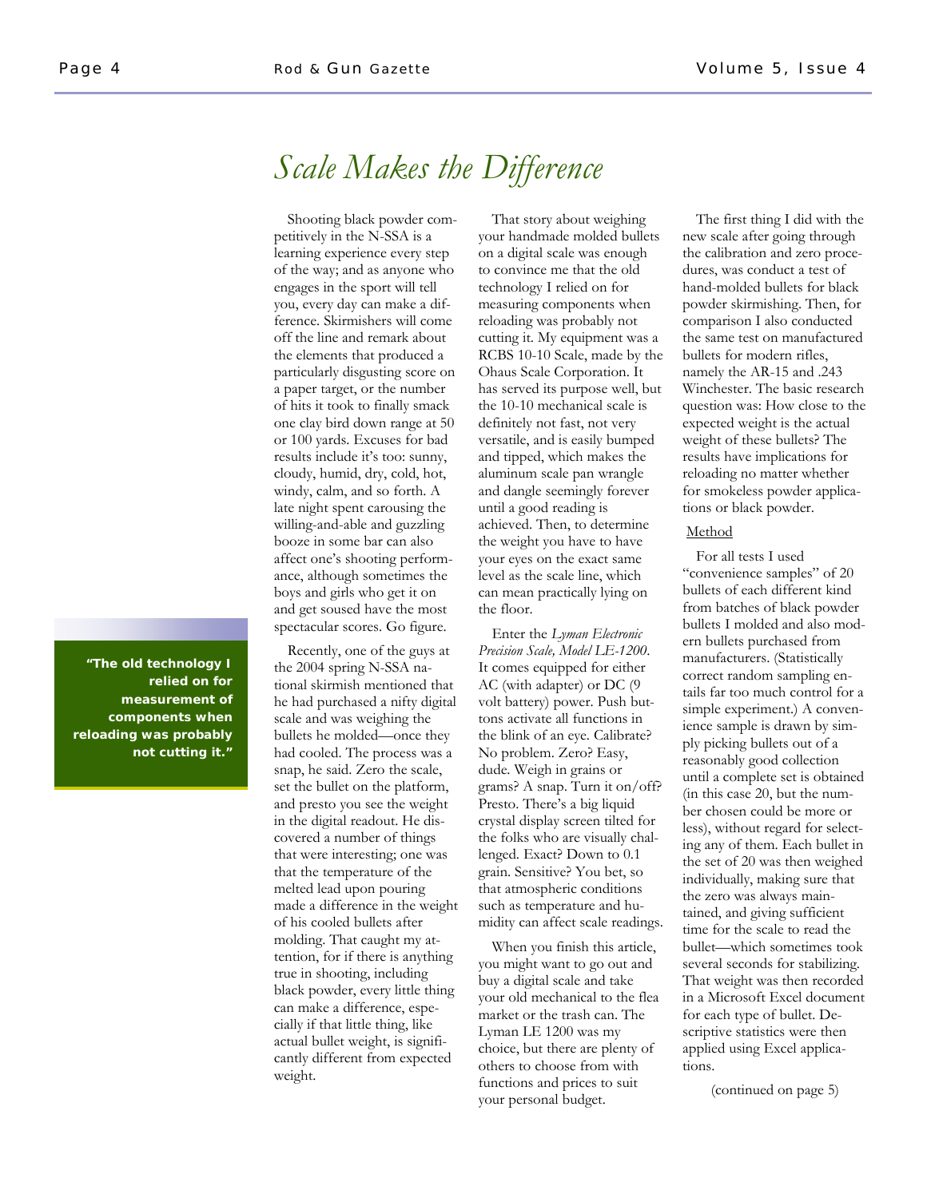# *Scale Makes the Difference*

Shooting black powder competitively in the N-SSA is a learning experience every step of the way; and as anyone who engages in the sport will tell you, every day can make a difference. Skirmishers will come off the line and remark about the elements that produced a particularly disgusting score on a paper target, or the number of hits it took to finally smack one clay bird down range at 50 or 100 yards. Excuses for bad results include it's too: sunny, cloudy, humid, dry, cold, hot, windy, calm, and so forth. A late night spent carousing the willing-and-able and guzzling booze in some bar can also affect one's shooting performance, although sometimes the boys and girls who get it on and get soused have the most spectacular scores. Go figure.

Recently, one of the guys at the 2004 spring N-SSA national skirmish mentioned that he had purchased a nifty digital scale and was weighing the bullets he molded—once they had cooled. The process was a snap, he said. Zero the scale, set the bullet on the platform, and presto you see the weight in the digital readout. He discovered a number of things that were interesting; one was that the temperature of the melted lead upon pouring made a difference in the weight of his cooled bullets after molding. That caught my attention, for if there is anything true in shooting, including black powder, every little thing can make a difference, especially if that little thing, like actual bullet weight, is significantly different from expected weight.

That story about weighing your handmade molded bullets on a digital scale was enough to convince me that the old technology I relied on for measuring components when reloading was probably not cutting it. My equipment was a RCBS 10-10 Scale, made by the Ohaus Scale Corporation. It has served its purpose well, but the 10-10 mechanical scale is definitely not fast, not very versatile, and is easily bumped and tipped, which makes the aluminum scale pan wrangle and dangle seemingly forever until a good reading is achieved. Then, to determine the weight you have to have your eyes on the exact same level as the scale line, which can mean practically lying on the floor.

**"The old technology I relied on for measurement of components when reloading was probably not cutting it."**

Enter the *Lyman Electronic Precision Scale, Model LE-1200*. It comes equipped for either AC (with adapter) or DC (9 volt battery) power. Push buttons activate all functions in the blink of an eye. Calibrate? No problem. Zero? Easy, dude. Weigh in grains or grams? A snap. Turn it on/off? Presto. There's a big liquid crystal display screen tilted for the folks who are visually challenged. Exact? Down to 0.1 grain. Sensitive? You bet, so that atmospheric conditions such as temperature and humidity can affect scale readings.

When you finish this article, you might want to go out and buy a digital scale and take your old mechanical to the flea market or the trash can. The Lyman LE 1200 was my choice, but there are plenty of others to choose from with functions and prices to suit your personal budget.

The first thing I did with the new scale after going through the calibration and zero procedures, was conduct a test of hand-molded bullets for black powder skirmishing. Then, for comparison I also conducted the same test on manufactured bullets for modern rifles, namely the AR-15 and .243 Winchester. The basic research question was: How close to the expected weight is the actual weight of these bullets? The results have implications for reloading no matter whether for smokeless powder applications or black powder.

Method

For all tests I used "convenience samples" of 20 bullets of each different kind from batches of black powder bullets I molded and also modern bullets purchased from manufacturers. (Statistically correct random sampling entails far too much control for a simple experiment.) A convenience sample is drawn by simply picking bullets out of a reasonably good collection until a complete set is obtained (in this case 20, but the number chosen could be more or less), without regard for selecting any of them. Each bullet in the set of 20 was then weighed individually, making sure that the zero was always maintained, and giving sufficient time for the scale to read the bullet—which sometimes took several seconds for stabilizing. That weight was then recorded in a Microsoft Excel document for each type of bullet. Descriptive statistics were then applied using Excel applications.

(continued on page 5)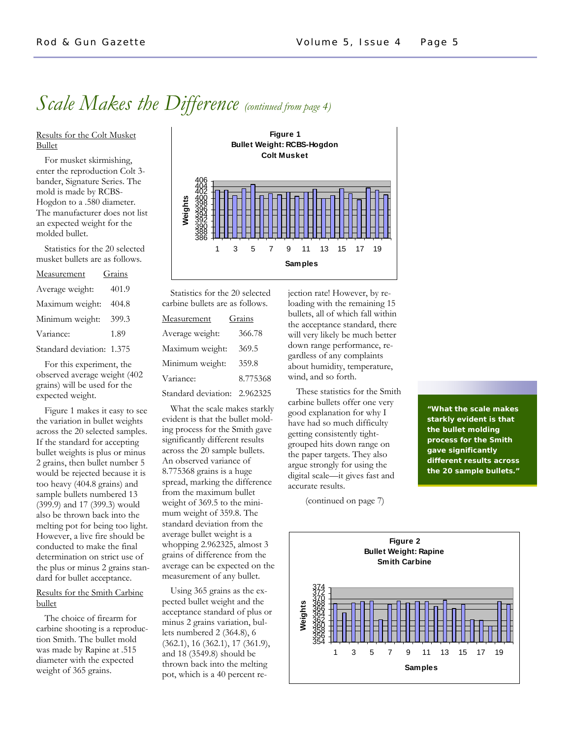# *Scale Makes the Difference* *(continued from page 4)*

## Results for the Colt Musket Bullet

For musket skirmishing, enter the reproduction Colt 3-bander, Signature Series. The mold is made by RCBS-Hogdon to a .580 diameter. The manufacturer does not list an expected weight for the molded bullet.

Statistics for the 20 selected musket bullets are as follows.

| Measurement | Grains |
|---|---|
| Average weight: | 401.9 |
| Maximum weight: | 404.8 |
| Minimum weight: | 399.3 |
| Variance: | 1.89 |
| Standard deviation: | 1.375 |

For this experiment, the observed average weight (402 grains) will be used for the expected weight.

Figure 1 makes it easy to see the variation in bullet weights across the 20 selected samples. If the standard for accepting bullet weights is plus or minus 2 grains, then bullet number 5 would be rejected because it is too heavy (404.8 grains) and sample bullets numbered 13 (399.9) and 17 (399.3) would also be thrown back into the melting pot for being too light. However, a live fire should be conducted to make the final determination on strict use of the plus or minus 2 grains standard for bullet acceptance.

**Figure 1**
**Bullet Weight: RCBS-Hogdon Colt Musket**

## Results for the Smith Carbine bullet

The choice of firearm for carbine shooting is a reproduction Smith. The bullet mold was made by Rapine at .515 diameter with the expected weight of 365 grains.

Statistics for the 20 selected carbine bullets are as follows.

| Measurement | Grains |
|---|---|
| Average weight: | 366.78 |
| Maximum weight: | 369.5 |
| Minimum weight: | 359.8 |
| Variance: | 8.775368 |
| Standard deviation: | 2.962325 |

What the scale makes starkly evident is that the bullet molding process for the Smith gave significantly different results across the 20 sample bullets. An observed variance of 8.775368 grains is a huge spread, marking the difference from the maximum bullet weight of 369.5 to the minimum weight of 359.8. The standard deviation from the average bullet weight is a whopping 2.962325, almost 3 grains of difference from the average can be expected on the measurement of any bullet.

Using 365 grains as the expected bullet weight and the acceptance standard of plus or minus 2 grains variation, bullets numbered 2 (364.8), 6 (362.1), 16 (362.1), 17 (361.9), and 18 (3549.8) should be thrown back into the melting pot, which is a 40 percent rejection rate! However, by reloading with the remaining 15 bullets, all of which fall within the acceptance standard, there will very likely be much better down range performance, regardless of any complaints about humidity, temperature, wind, and so forth.

These statistics for the Smith carbine bullets offer one very good explanation for why I have had so much difficulty getting consistently tight-grouped hits down range on the paper targets. They also argue strongly for using the digital scale—it gives fast and accurate results.

(continued on page 7)

> **"What the scale makes starkly evident is that the bullet molding process for the Smith gave significantly different results across the 20 sample bullets."**

**Figure 2**
**Bullet Weight: Rapine Smith Carbine**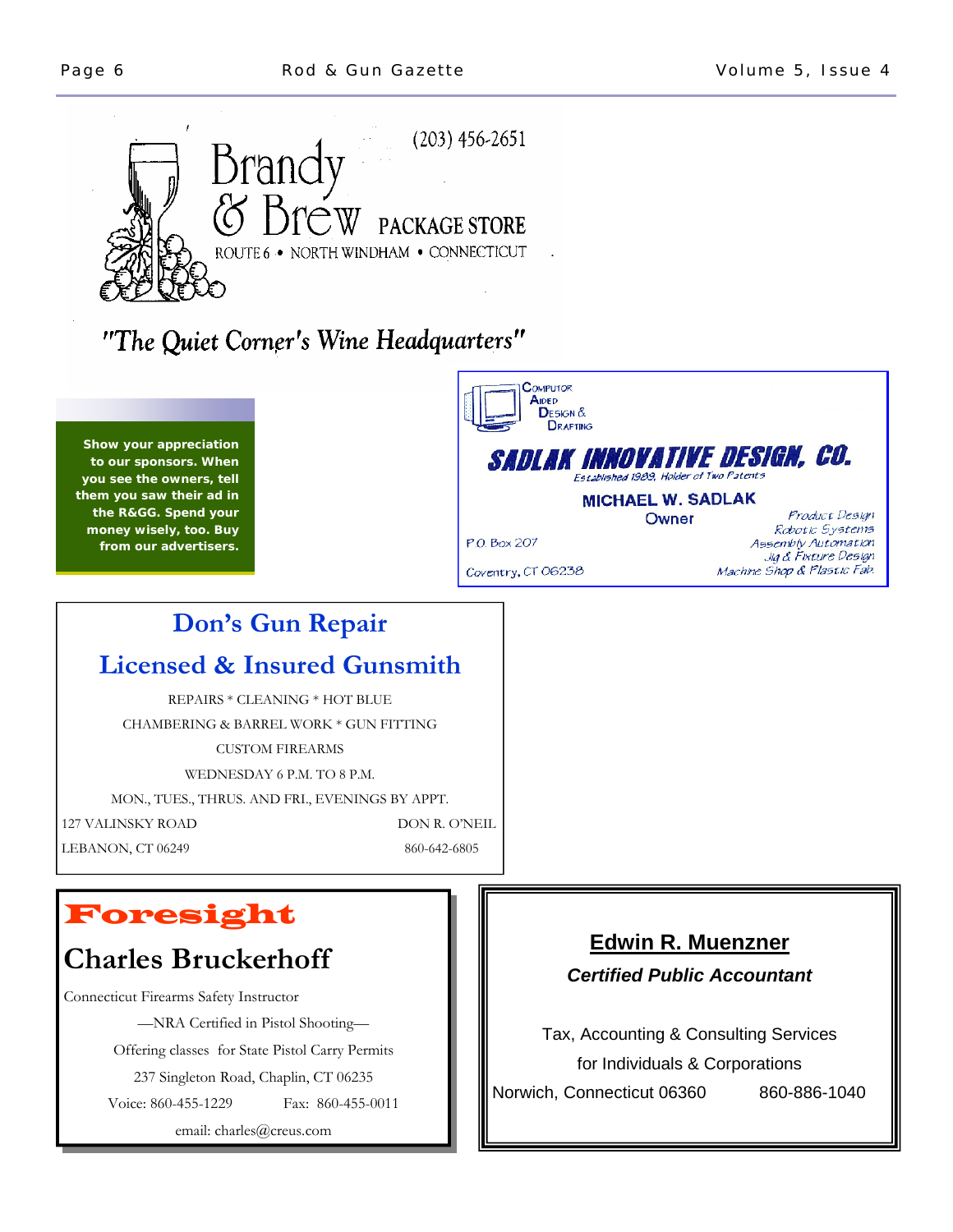# Brandy & Brew

(203) 456-2651

PACKAGE STORE

ROUTE 6 • NORTH WINDHAM • CONNECTICUT

*"The Quiet Corner's Wine Headquarters"*

**Show your appreciation to our sponsors. When you see the owners, tell them you saw their ad in the R&GG. Spend your money wisely, too. Buy from our advertisers.**

Computer Aided Design & Drafting

## SADLAK INNOVATIVE DESIGN, CO.

*Established 1989, Holder of Two Patents*

**MICHAEL W. SADLAK**

Owner

P.O. Box 207

Coventry, CT 06238

*Product Design*
*Robotic Systems*
*Assembly Automation*
*Jig & Fixture Design*
*Machine Shop & Plastic Fab.*

## Don's Gun Repair

## Licensed & Insured Gunsmith

REPAIRS * CLEANING * HOT BLUE

CHAMBERING & BARREL WORK * GUN FITTING

CUSTOM FIREARMS

WEDNESDAY 6 P.M. TO 8 P.M.

MON., TUES., THRUS. AND FRI., EVENINGS BY APPT.

127 VALINSKY ROAD
LEBANON, CT 06249

DON R. O'NEIL
860-642-6805

# Foresight

## Charles Bruckerhoff

Connecticut Firearms Safety Instructor

—NRA Certified in Pistol Shooting—

Offering classes for State Pistol Carry Permits

237 Singleton Road, Chaplin, CT 06235

Voice: 860-455-1229 Fax: 860-455-0011

email: charles@creus.com

## Edwin R. Muenzner

***Certified Public Accountant***

Tax, Accounting & Consulting Services
for Individuals & Corporations

Norwich, Connecticut 06360 860-886-1040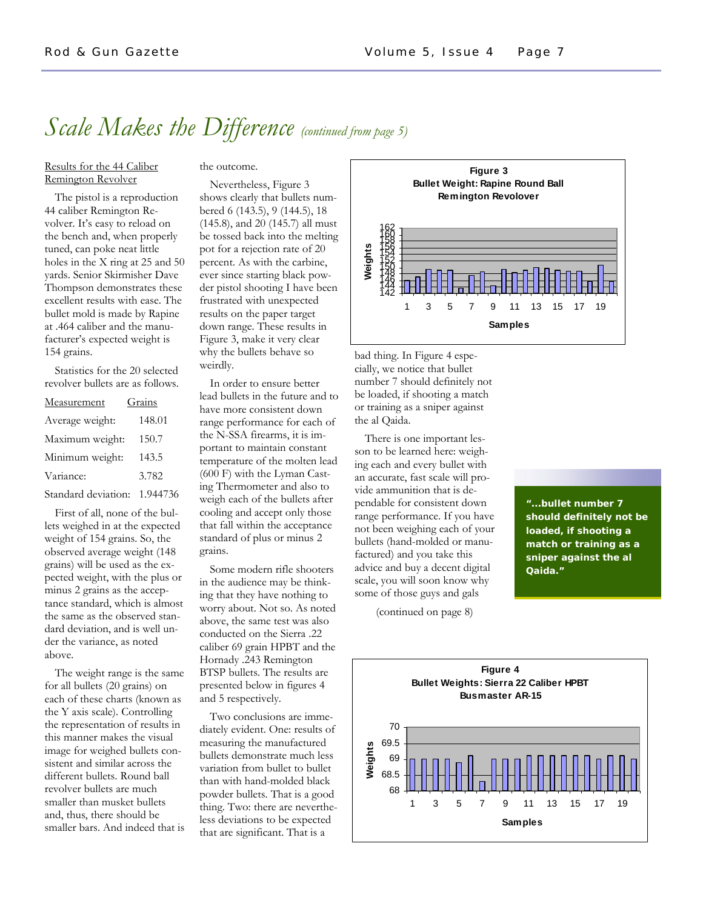# *Scale Makes the Difference* *(continued from page 5)*

Results for the 44 Caliber Remington Revolver

The pistol is a reproduction 44 caliber Remington Revolver. It's easy to reload on the bench and, when properly tuned, can poke neat little holes in the X ring at 25 and 50 yards. Senior Skirmisher Dave Thompson demonstrates these excellent results with ease. The bullet mold is made by Rapine at .464 caliber and the manufacturer's expected weight is 154 grains.

Statistics for the 20 selected revolver bullets are as follows.

| Measurement | Grains |
|---|---|
| Average weight: | 148.01 |
| Maximum weight: | 150.7 |
| Minimum weight: | 143.5 |
| Variance: | 3.782 |
| Standard deviation: | 1.944736 |

First of all, none of the bullets weighed in at the expected weight of 154 grains. So, the observed average weight (148 grains) will be used as the expected weight, with the plus or minus 2 grains as the acceptance standard, which is almost the same as the observed standard deviation, and is well under the variance, as noted above.

The weight range is the same for all bullets (20 grains) on each of these charts (known as the Y axis scale). Controlling the representation of results in this manner makes the visual image for weighed bullets consistent and similar across the different bullets. Round ball revolver bullets are much smaller than musket bullets and, thus, there should be smaller bars. And indeed that is the outcome.

Nevertheless, Figure 3 shows clearly that bullets numbered 6 (143.5), 9 (144.5), 18 (145.8), and 20 (145.7) all must be tossed back into the melting pot for a rejection rate of 20 percent. As with the carbine, ever since starting black powder pistol shooting I have been frustrated with unexpected results on the paper target down range. These results in Figure 3, make it very clear why the bullets behave so weirdly.

In order to ensure better lead bullets in the future and to have more consistent down range performance for each of the N-SSA firearms, it is important to maintain constant temperature of the molten lead (600 F) with the Lyman Casting Thermometer and also to weigh each of the bullets after cooling and accept only those that fall within the acceptance standard of plus or minus 2 grains.

Some modern rifle shooters in the audience may be thinking that they have nothing to worry about. Not so. As noted above, the same test was also conducted on the Sierra .22 caliber 69 grain HPBT and the Hornady .243 Remington BTSP bullets. The results are presented below in figures 4 and 5 respectively.

Two conclusions are immediately evident. One: results of measuring the manufactured bullets demonstrate much less variation from bullet to bullet than with hand-molded black powder bullets. That is a good thing. Two: there are nevertheless deviations to be expected that are significant. That is a bad thing. In Figure 4 especially, we notice that bullet number 7 should definitely not be loaded, if shooting a match or training as a sniper against the al Qaida.

There is one important lesson to be learned here: weighing each and every bullet with an accurate, fast scale will provide ammunition that is dependable for consistent down range performance. If you have not been weighing each of your bullets (hand-molded or manufactured) and you take this advice and buy a decent digital scale, you will soon know why some of those guys and gals

(continued on page 8)

**Figure 3**
**Bullet Weight: Rapine Round Ball Remington Revolver**

**Figure 4**
**Bullet Weights: Sierra 22 Caliber HPBT Busmaster AR-15**

> **"...bullet number 7 should definitely not be loaded, if shooting a match or training as a sniper against the al Qaida."**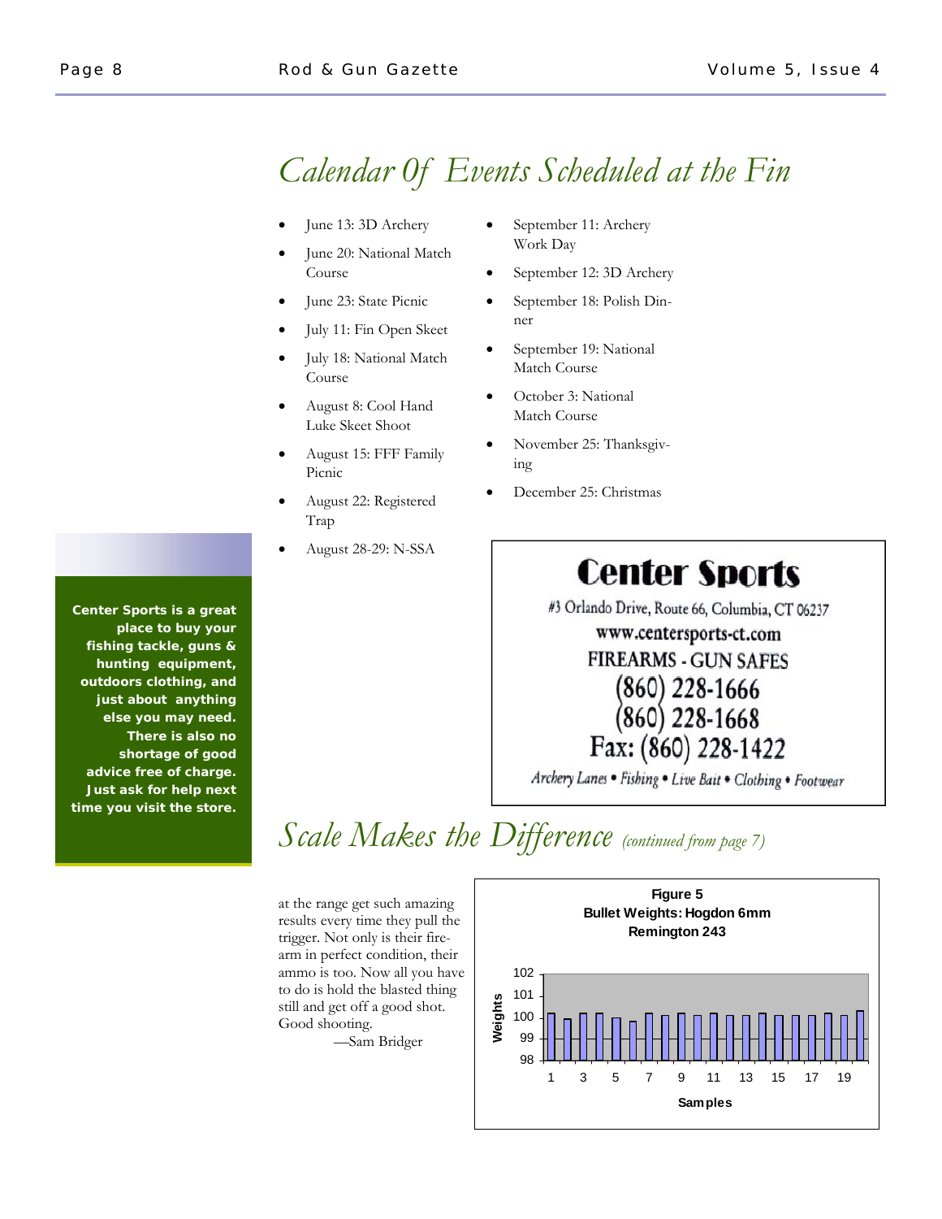# Calendar Of Events Scheduled at the Fin

- June 13: 3D Archery
- June 20: National Match Course
- June 23: State Picnic
- July 11: Fin Open Skeet
- July 18: National Match Course
- August 8: Cool Hand Luke Skeet Shoot
- August 15: FFF Family Picnic
- August 22: Registered Trap
- August 28-29: N-SSA
- September 11: Archery Work Day
- September 12: 3D Archery
- September 18: Polish Dinner
- September 19: National Match Course
- October 3: National Match Course
- November 25: Thanksgiving
- December 25: Christmas

**Center Sports is a great place to buy your fishing tackle, guns & hunting equipment, outdoors clothing, and just about anything else you may need. There is also no shortage of good advice free of charge. Just ask for help next time you visit the store.**

**Center Sports**

#3 Orlando Drive, Route 66, Columbia, CT 06237

www.centersports-ct.com

FIREARMS - GUN SAFES

(860) 228-1666

(860) 228-1668

Fax: (860) 228-1422

*Archery Lanes • Fishing • Live Bait • Clothing • Footwear*

# Scale Makes the Difference *(continued from page 7)*

at the range get such amazing results every time they pull the trigger. Not only is their firearm in perfect condition, their ammo is too. Now all you have to do is hold the blasted thing still and get off a good shot. Good shooting.

—Sam Bridger

**Figure 5**
**Bullet Weights: Hogdon 6mm Remington 243**

(Bar chart: Weights (98–102) vs. Samples (1–19))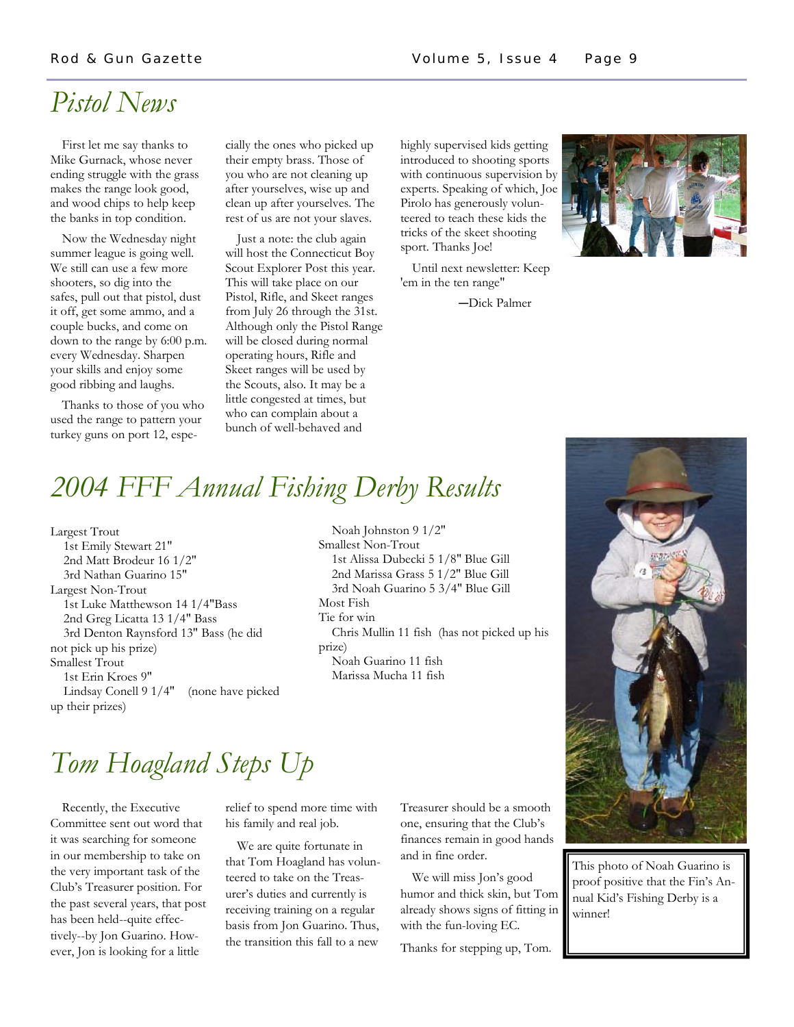# Pistol News

First let me say thanks to Mike Gurnack, whose never ending struggle with the grass makes the range look good, and wood chips to help keep the banks in top condition.

Now the Wednesday night summer league is going well. We still can use a few more shooters, so dig into the safes, pull out that pistol, dust it off, get some ammo, and a couple bucks, and come on down to the range by 6:00 p.m. every Wednesday. Sharpen your skills and enjoy some good ribbing and laughs.

Thanks to those of you who used the range to pattern your turkey guns on port 12, especially the ones who picked up their empty brass. Those of you who are not cleaning up after yourselves, wise up and clean up after yourselves. The rest of us are not your slaves.

Just a note: the club again will host the Connecticut Boy Scout Explorer Post this year. This will take place on our Pistol, Rifle, and Skeet ranges from July 26 through the 31st. Although only the Pistol Range will be closed during normal operating hours, Rifle and Skeet ranges will be used by the Scouts, also. It may be a little congested at times, but who can complain about a bunch of well-behaved and highly supervised kids getting introduced to shooting sports with continuous supervision by experts. Speaking of which, Joe Pirolo has generously volunteered to teach these kids the tricks of the skeet shooting sport. Thanks Joe!

Until next newsletter: Keep 'em in the ten range"

—Dick Palmer

# 2004 FFF Annual Fishing Derby Results

Largest Trout
- 1st Emily Stewart 21"
- 2nd Matt Brodeur 16 1/2"
- 3rd Nathan Guarino 15"

Largest Non-Trout
- 1st Luke Matthewson 14 1/4"Bass
- 2nd Greg Licatta 13 1/4" Bass
- 3rd Denton Raynsford 13" Bass (he did not pick up his prize)

Smallest Trout
- 1st Erin Kroes 9"
- Lindsay Conell 9 1/4" (none have picked up their prizes)
- Noah Johnston 9 1/2"

Smallest Non-Trout
- 1st Alissa Dubecki 5 1/8" Blue Gill
- 2nd Marissa Grass 5 1/2" Blue Gill
- 3rd Noah Guarino 5 3/4" Blue Gill

Most Fish

Tie for win
- Chris Mullin 11 fish (has not picked up his prize)
- Noah Guarino 11 fish
- Marissa Mucha 11 fish

This photo of Noah Guarino is proof positive that the Fin's Annual Kid's Fishing Derby is a winner!

# Tom Hoagland Steps Up

Recently, the Executive Committee sent out word that it was searching for someone in our membership to take on the very important task of the Club's Treasurer position. For the past several years, that post has been held--quite effectively--by Jon Guarino. However, Jon is looking for a little relief to spend more time with his family and real job.

We are quite fortunate in that Tom Hoagland has volunteered to take on the Treasurer's duties and currently is receiving training on a regular basis from Jon Guarino. Thus, the transition this fall to a new Treasurer should be a smooth one, ensuring that the Club's finances remain in good hands and in fine order.

We will miss Jon's good humor and thick skin, but Tom already shows signs of fitting in with the fun-loving EC.

Thanks for stepping up, Tom.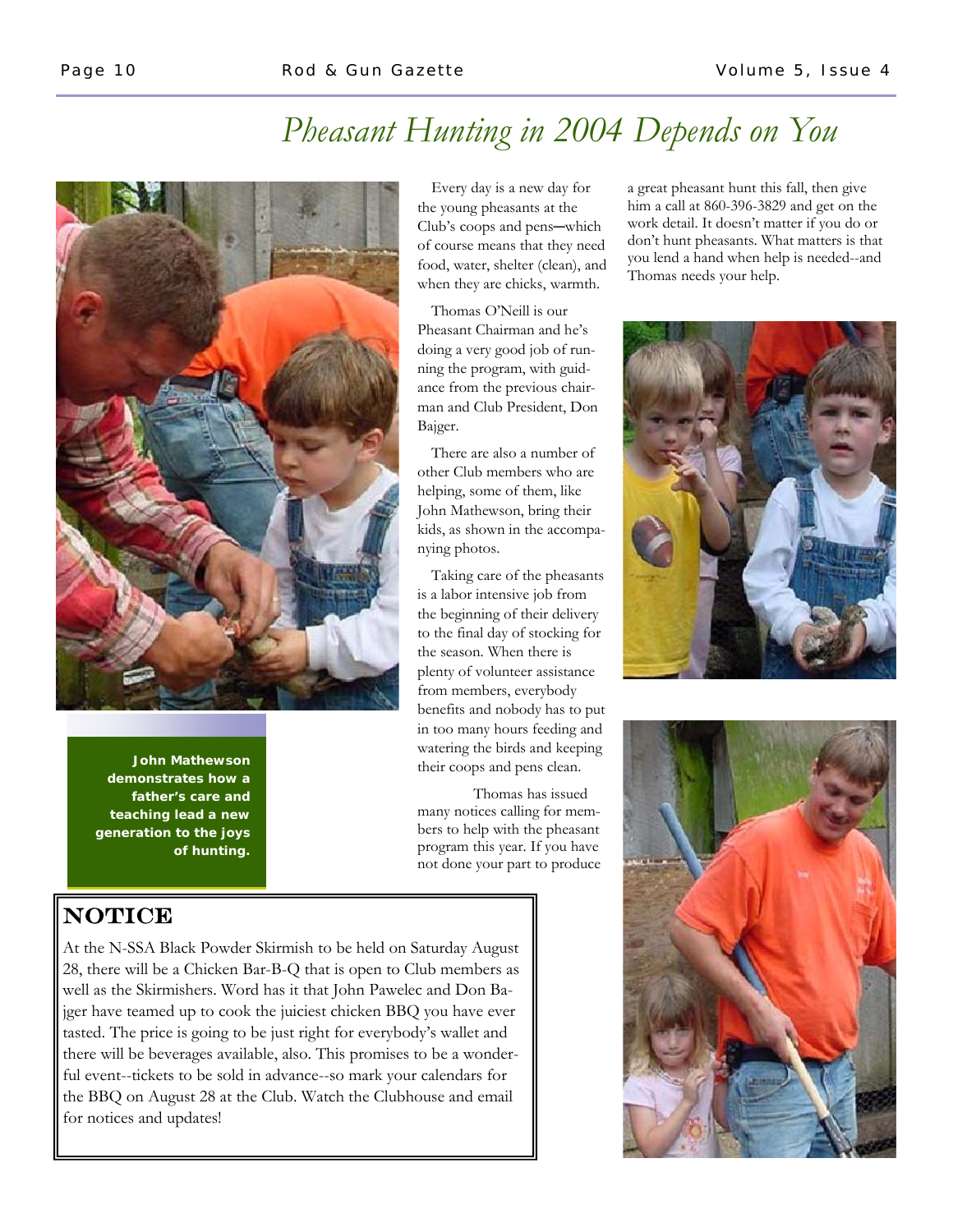# Pheasant Hunting in 2004 Depends on You

Every day is a new day for the young pheasants at the Club's coops and pens—which of course means that they need food, water, shelter (clean), and when they are chicks, warmth.

Thomas O'Neill is our Pheasant Chairman and he's doing a very good job of running the program, with guidance from the previous chairman and Club President, Don Bajger.

There are also a number of other Club members who are helping, some of them, like John Mathewson, bring their kids, as shown in the accompanying photos.

Taking care of the pheasants is a labor intensive job from the beginning of their delivery to the final day of stocking for the season. When there is plenty of volunteer assistance from members, everybody benefits and nobody has to put in too many hours feeding and watering the birds and keeping their coops and pens clean.

Thomas has issued many notices calling for members to help with the pheasant program this year. If you have not done your part to produce a great pheasant hunt this fall, then give him a call at 860-396-3829 and get on the work detail. It doesn't matter if you do or don't hunt pheasants. What matters is that you lend a hand when help is needed--and Thomas needs your help.

**John Mathewson demonstrates how a father's care and teaching lead a new generation to the joys of hunting.**

## NOTICE

At the N-SSA Black Powder Skirmish to be held on Saturday August 28, there will be a Chicken Bar-B-Q that is open to Club members as well as the Skirmishers. Word has it that John Pawelec and Don Bajger have teamed up to cook the juiciest chicken BBQ you have ever tasted. The price is going to be just right for everybody's wallet and there will be beverages available, also. This promises to be a wonderful event--tickets to be sold in advance--so mark your calendars for the BBQ on August 28 at the Club. Watch the Clubhouse and email for notices and updates!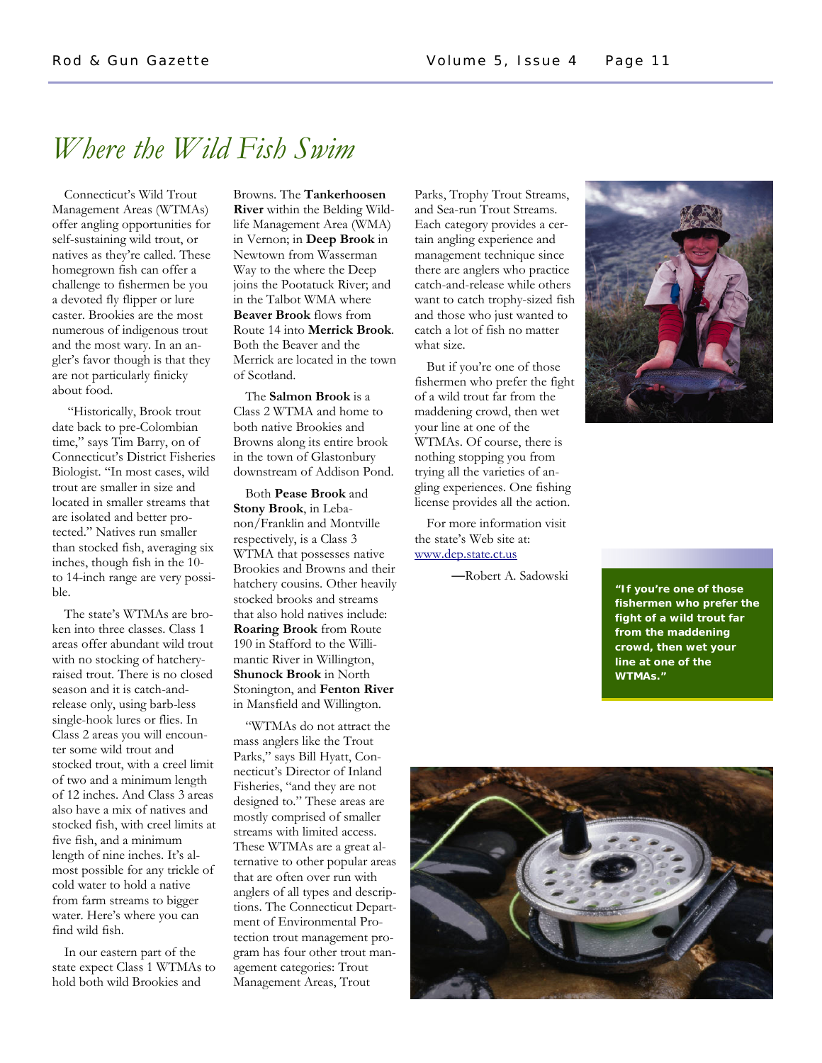# Where the Wild Fish Swim

Connecticut's Wild Trout Management Areas (WTMAs) offer angling opportunities for self-sustaining wild trout, or natives as they're called. These homegrown fish can offer a challenge to fishermen be you a devoted fly flipper or lure caster. Brookies are the most numerous of indigenous trout and the most wary. In an angler's favor though is that they are not particularly finicky about food.

"Historically, Brook trout date back to pre-Colombian time," says Tim Barry, on of Connecticut's District Fisheries Biologist. "In most cases, wild trout are smaller in size and located in smaller streams that are isolated and better protected." Natives run smaller than stocked fish, averaging six inches, though fish in the 10- to 14-inch range are very possible.

The state's WTMAs are broken into three classes. Class 1 areas offer abundant wild trout with no stocking of hatchery-raised trout. There is no closed season and it is catch-and-release only, using barb-less single-hook lures or flies. In Class 2 areas you will encounter some wild trout and stocked trout, with a creel limit of two and a minimum length of 12 inches. And Class 3 areas also have a mix of natives and stocked fish, with creel limits at five fish, and a minimum length of nine inches. It's almost possible for any trickle of cold water to hold a native from farm streams to bigger water. Here's where you can find wild fish.

In our eastern part of the state expect Class 1 WTMAs to hold both wild Brookies and Browns. The **Tankerhoosen River** within the Belding Wildlife Management Area (WMA) in Vernon; in **Deep Brook** in Newtown from Wasserman Way to the where the Deep joins the Pootatuck River; and in the Talbot WMA where **Beaver Brook** flows from Route 14 into **Merrick Brook**. Both the Beaver and the Merrick are located in the town of Scotland.

The **Salmon Brook** is a Class 2 WTMA and home to both native Brookies and Browns along its entire brook in the town of Glastonbury downstream of Addison Pond.

Both **Pease Brook** and **Stony Brook**, in Lebanon/Franklin and Montville respectively, is a Class 3 WTMA that possesses native Brookies and Browns and their hatchery cousins. Other heavily stocked brooks and streams that also hold natives include: **Roaring Brook** from Route 190 in Stafford to the Willimantic River in Willington, **Shunock Brook** in North Stonington, and **Fenton River** in Mansfield and Willington.

"WTMAs do not attract the mass anglers like the Trout Parks," says Bill Hyatt, Connecticut's Director of Inland Fisheries, "and they are not designed to." These areas are mostly comprised of smaller streams with limited access. These WTMAs are a great alternative to other popular areas that are often over run with anglers of all types and descriptions. The Connecticut Department of Environmental Protection trout management program has four other trout management categories: Trout Management Areas, Trout Parks, Trophy Trout Streams, and Sea-run Trout Streams. Each category provides a certain angling experience and management technique since there are anglers who practice catch-and-release while others want to catch trophy-sized fish and those who just wanted to catch a lot of fish no matter what size.

But if you're one of those fishermen who prefer the fight of a wild trout far from the maddening crowd, then wet your line at one of the WTMAs. Of course, there is nothing stopping you from trying all the varieties of angling experiences. One fishing license provides all the action.

For more information visit the state's Web site at: www.dep.state.ct.us

—Robert A. Sadowski

**"If you're one of those fishermen who prefer the fight of a wild trout far from the maddening crowd, then wet your line at one of the WTMAs."**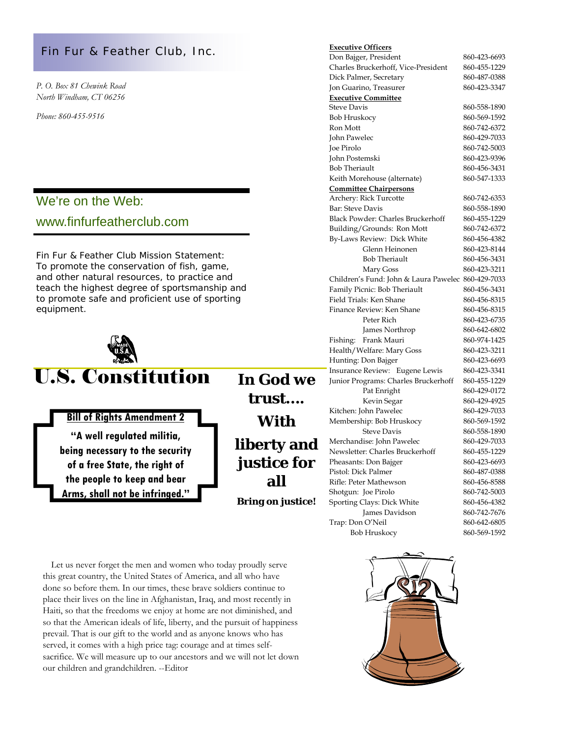## Fin Fur & Feather Club, Inc.

*P. O. Box 81 Chewink Road*
*North Windham, CT 06256*

*Phone: 860-455-9516*

We're on the Web:

www.finfurfeatherclub.com

Fin Fur & Feather Club Mission Statement:
To promote the conservation of fish, game, and other natural resources, to practice and teach the highest degree of sportsmanship and to promote safe and proficient use of sporting equipment.

# U.S. Constitution

**Bill of Rights Amendment 2**

**"A well regulated militia, being necessary to the security of a free State, the right of the people to keep and bear Arms, shall not be infringed."**

**In God we trust.... With liberty and justice for all**

**Bring on justice!**

| | |
|---|---|
| **Executive Officers** | |
| Don Bajger, President | 860-423-6693 |
| Charles Bruckerhoff, Vice-President | 860-455-1229 |
| Dick Palmer, Secretary | 860-487-0388 |
| Jon Guarino, Treasurer | 860-423-3347 |
| **Executive Committee** | |
| Steve Davis | 860-558-1890 |
| Bob Hruskocy | 860-569-1592 |
| Ron Mott | 860-742-6372 |
| John Pawelec | 860-429-7033 |
| Joe Pirolo | 860-742-5003 |
| John Postemski | 860-423-9396 |
| Bob Theriault | 860-456-3431 |
| Keith Morehouse (alternate) | 860-547-1333 |
| **Committee Chairpersons** | |
| Archery: Rick Turcotte | 860-742-6353 |
| Bar: Steve Davis | 860-558-1890 |
| Black Powder: Charles Bruckerhoff | 860-455-1229 |
| Building/Grounds: Ron Mott | 860-742-6372 |
| By-Laws Review: Dick White | 860-456-4382 |
| Glenn Heinonen | 860-423-8144 |
| Bob Theriault | 860-456-3431 |
| Mary Goss | 860-423-3211 |
| Children's Fund: John & Laura Pawelec | 860-429-7033 |
| Family Picnic: Bob Theriault | 860-456-3431 |
| Field Trials: Ken Shane | 860-456-8315 |
| Finance Review: Ken Shane | 860-456-8315 |
| Peter Rich | 860-423-6735 |
| James Northrop | 860-642-6802 |
| Fishing: Frank Mauri | 860-974-1425 |
| Health/Welfare: Mary Goss | 860-423-3211 |
| Hunting: Don Bajger | 860-423-6693 |
| Insurance Review: Eugene Lewis | 860-423-3341 |
| Junior Programs: Charles Bruckerhoff | 860-455-1229 |
| Pat Enright | 860-429-0172 |
| Kevin Segar | 860-429-4925 |
| Kitchen: John Pawelec | 860-429-7033 |
| Membership: Bob Hruskocy | 860-569-1592 |
| Steve Davis | 860-558-1890 |
| Merchandise: John Pawelec | 860-429-7033 |
| Newsletter: Charles Bruckerhoff | 860-455-1229 |
| Pheasants: Don Bajger | 860-423-6693 |
| Pistol: Dick Palmer | 860-487-0388 |
| Rifle: Peter Mathewson | 860-456-8588 |
| Shotgun: Joe Pirolo | 860-742-5003 |
| Sporting Clays: Dick White | 860-456-4382 |
| James Davidson | 860-742-7676 |
| Trap: Don O'Neil | 860-642-6805 |
| Bob Hruskocy | 860-569-1592 |

Let us never forget the men and women who today proudly serve this great country, the United States of America, and all who have done so before them. In our times, these brave soldiers continue to place their lives on the line in Afghanistan, Iraq, and most recently in Haiti, so that the freedoms we enjoy at home are not diminished, and so that the American ideals of life, liberty, and the pursuit of happiness prevail. That is our gift to the world and as anyone knows who has served, it comes with a high price tag: courage and at times self-sacrifice. We will measure up to our ancestors and we will not let down our children and grandchildren. --Editor